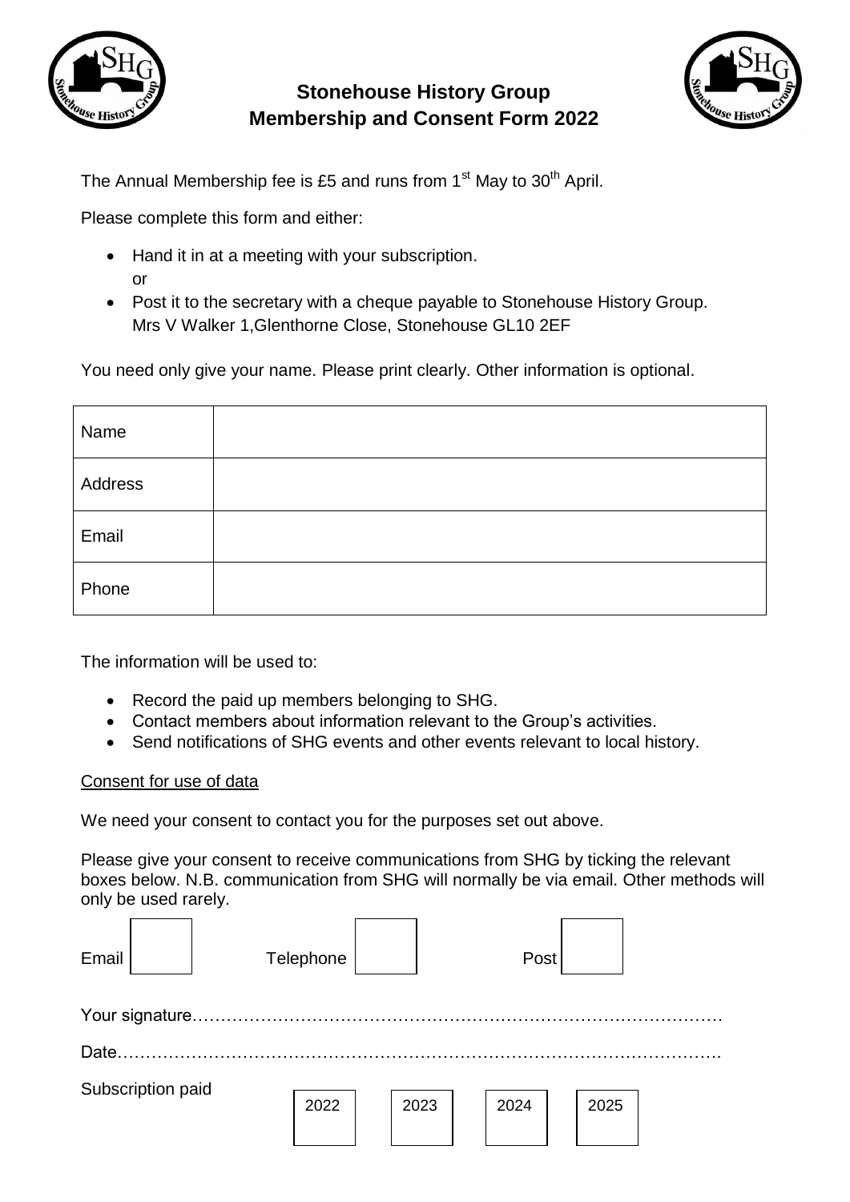# Stonehouse History Group
## Membership and Consent Form 2022

The Annual Membership fee is £5 and runs from 1st May to 30th April.

Please complete this form and either:

- Hand it in at a meeting with your subscription.
  or
- Post it to the secretary with a cheque payable to Stonehouse History Group.
  Mrs V Walker 1,Glenthorne Close, Stonehouse GL10 2EF

You need only give your name. Please print clearly. Other information is optional.

| Name | |
|---|---|
| Address | |
| Email | |
| Phone | |

The information will be used to:

- Record the paid up members belonging to SHG.
- Contact members about information relevant to the Group's activities.
- Send notifications of SHG events and other events relevant to local history.

Consent for use of data

We need your consent to contact you for the purposes set out above.

Please give your consent to receive communications from SHG by ticking the relevant boxes below. N.B. communication from SHG will normally be via email. Other methods will only be used rarely.

Email ☐ Telephone ☐ Post ☐

Your signature……………………………………………………………………………………

Date……………………………………………………………………………………………

Subscription paid

| 2022 | 2023 | 2024 | 2025 |
|---|---|---|---|
| | | | |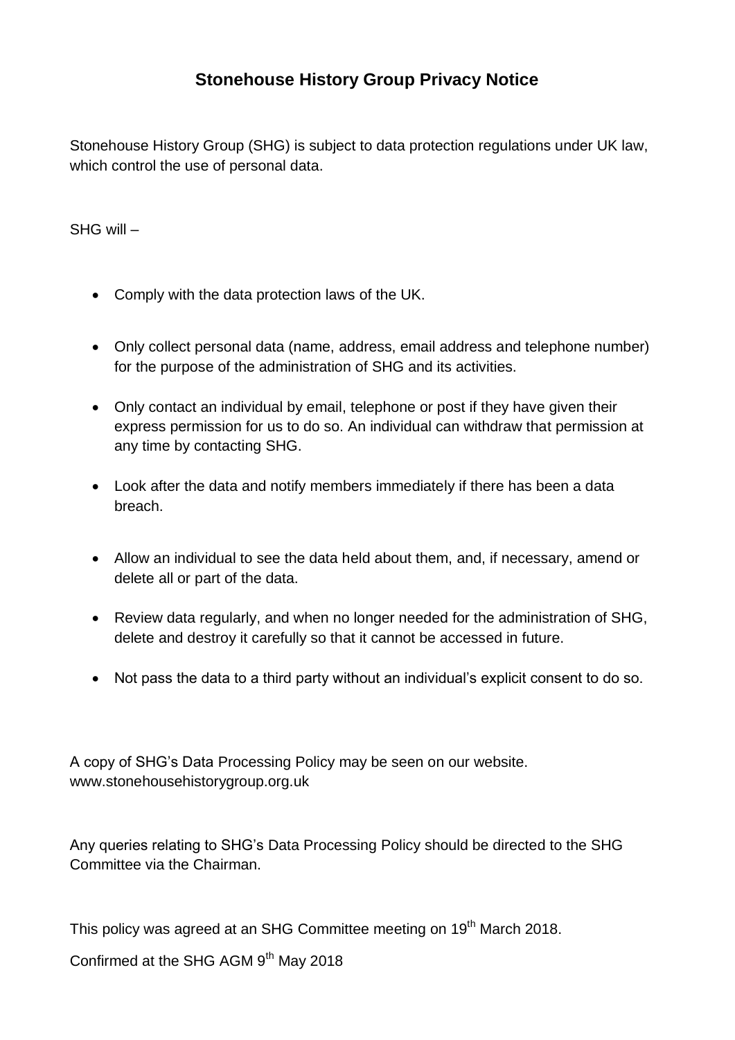# Stonehouse History Group Privacy Notice

Stonehouse History Group (SHG) is subject to data protection regulations under UK law, which control the use of personal data.

SHG will –

- Comply with the data protection laws of the UK.
- Only collect personal data (name, address, email address and telephone number) for the purpose of the administration of SHG and its activities.
- Only contact an individual by email, telephone or post if they have given their express permission for us to do so. An individual can withdraw that permission at any time by contacting SHG.
- Look after the data and notify members immediately if there has been a data breach.
- Allow an individual to see the data held about them, and, if necessary, amend or delete all or part of the data.
- Review data regularly, and when no longer needed for the administration of SHG, delete and destroy it carefully so that it cannot be accessed in future.
- Not pass the data to a third party without an individual's explicit consent to do so.

A copy of SHG's Data Processing Policy may be seen on our website. www.stonehousehistorygroup.org.uk

Any queries relating to SHG's Data Processing Policy should be directed to the SHG Committee via the Chairman.

This policy was agreed at an SHG Committee meeting on 19th March 2018.

Confirmed at the SHG AGM 9th May 2018